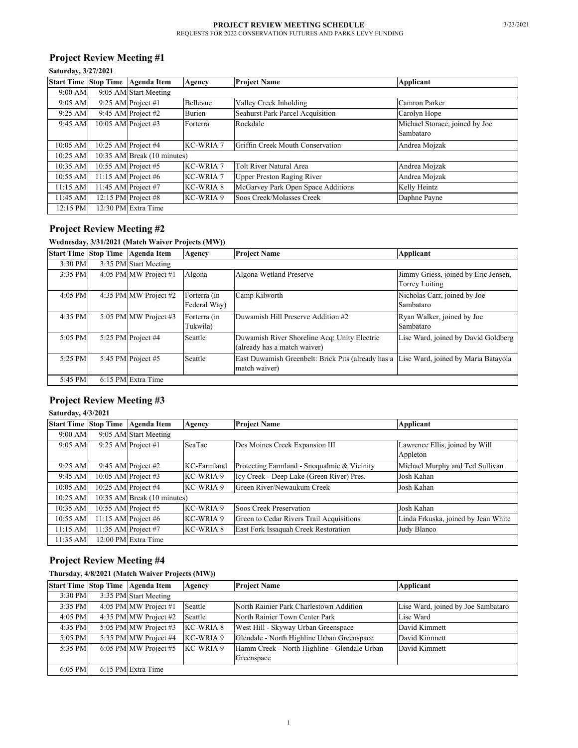**PROJECT REVIEW MEETING SCHEDULE**
REQUESTS FOR 2022 CONSERVATION FUTURES AND PARKS LEVY FUNDING

3/23/2021

## Project Review Meeting #1

**Saturday, 3/27/2021**

| Start Time | Stop Time | Agenda Item | Agency | Project Name | Applicant |
|---|---|---|---|---|---|
| 9:00 AM | 9:05 AM | Start Meeting | | | |
| 9:05 AM | 9:25 AM | Project #1 | Bellevue | Valley Creek Inholding | Camron Parker |
| 9:25 AM | 9:45 AM | Project #2 | Burien | Seahurst Park Parcel Acquisition | Carolyn Hope |
| 9:45 AM | 10:05 AM | Project #3 | Forterra | Rockdale | Michael Storace, joined by Joe Sambataro |
| 10:05 AM | 10:25 AM | Project #4 | KC-WRIA 7 | Griffin Creek Mouth Conservation | Andrea Mojzak |
| 10:25 AM | 10:35 AM | Break (10 minutes) | | | |
| 10:35 AM | 10:55 AM | Project #5 | KC-WRIA 7 | Tolt River Natural Area | Andrea Mojzak |
| 10:55 AM | 11:15 AM | Project #6 | KC-WRIA 7 | Upper Preston Raging River | Andrea Mojzak |
| 11:15 AM | 11:45 AM | Project #7 | KC-WRIA 8 | McGarvey Park Open Space Additions | Kelly Heintz |
| 11:45 AM | 12:15 PM | Project #8 | KC-WRIA 9 | Soos Creek/Molasses Creek | Daphne Payne |
| 12:15 PM | 12:30 PM | Extra Time | | | |

## Project Review Meeting #2

**Wednesday, 3/31/2021 (Match Waiver Projects (MW))**

| Start Time | Stop Time | Agenda Item | Agency | Project Name | Applicant |
|---|---|---|---|---|---|
| 3:30 PM | 3:35 PM | Start Meeting | | | |
| 3:35 PM | 4:05 PM | MW Project #1 | Algona | Algona Wetland Preserve | Jimmy Griess, joined by Eric Jensen, Torrey Luiting |
| 4:05 PM | 4:35 PM | MW Project #2 | Forterra (in Federal Way) | Camp Kilworth | Nicholas Carr, joined by Joe Sambataro |
| 4:35 PM | 5:05 PM | MW Project #3 | Forterra (in Tukwila) | Duwamish Hill Preserve Addition #2 | Ryan Walker, joined by Joe Sambataro |
| 5:05 PM | 5:25 PM | Project #4 | Seattle | Duwamish River Shoreline Acq: Unity Electric (already has a match waiver) | Lise Ward, joined by David Goldberg |
| 5:25 PM | 5:45 PM | Project #5 | Seattle | East Duwamish Greenbelt: Brick Pits (already has a match waiver) | Lise Ward, joined by Maria Batayola |
| 5:45 PM | 6:15 PM | Extra Time | | | |

## Project Review Meeting #3

**Saturday, 4/3/2021**

| Start Time | Stop Time | Agenda Item | Agency | Project Name | Applicant |
|---|---|---|---|---|---|
| 9:00 AM | 9:05 AM | Start Meeting | | | |
| 9:05 AM | 9:25 AM | Project #1 | SeaTac | Des Moines Creek Expansion III | Lawrence Ellis, joined by Will Appleton |
| 9:25 AM | 9:45 AM | Project #2 | KC-Farmland | Protecting Farmland - Snoqualmie & Vicinity | Michael Murphy and Ted Sullivan |
| 9:45 AM | 10:05 AM | Project #3 | KC-WRIA 9 | Icy Creek - Deep Lake (Green River) Pres. | Josh Kahan |
| 10:05 AM | 10:25 AM | Project #4 | KC-WRIA 9 | Green River/Newaukum Creek | Josh Kahan |
| 10:25 AM | 10:35 AM | Break (10 minutes) | | | |
| 10:35 AM | 10:55 AM | Project #5 | KC-WRIA 9 | Soos Creek Preservation | Josh Kahan |
| 10:55 AM | 11:15 AM | Project #6 | KC-WRIA 9 | Green to Cedar Rivers Trail Acquisitions | Linda Frkuska, joined by Jean White |
| 11:15 AM | 11:35 AM | Project #7 | KC-WRIA 8 | East Fork Issaquah Creek Restoration | Judy Blanco |
| 11:35 AM | 12:00 PM | Extra Time | | | |

## Project Review Meeting #4

**Thursday, 4/8/2021 (Match Waiver Projects (MW))**

| Start Time | Stop Time | Agenda Item | Agency | Project Name | Applicant |
|---|---|---|---|---|---|
| 3:30 PM | 3:35 PM | Start Meeting | | | |
| 3:35 PM | 4:05 PM | MW Project #1 | Seattle | North Rainier Park Charlestown Addition | Lise Ward, joined by Joe Sambataro |
| 4:05 PM | 4:35 PM | MW Project #2 | Seattle | North Rainier Town Center Park | Lise Ward |
| 4:35 PM | 5:05 PM | MW Project #3 | KC-WRIA 8 | West Hill - Skyway Urban Greenspace | David Kimmett |
| 5:05 PM | 5:35 PM | MW Project #4 | KC-WRIA 9 | Glendale - North Highline Urban Greenspace | David Kimmett |
| 5:35 PM | 6:05 PM | MW Project #5 | KC-WRIA 9 | Hamm Creek - North Highline - Glendale Urban Greenspace | David Kimmett |
| 6:05 PM | 6:15 PM | Extra Time | | | |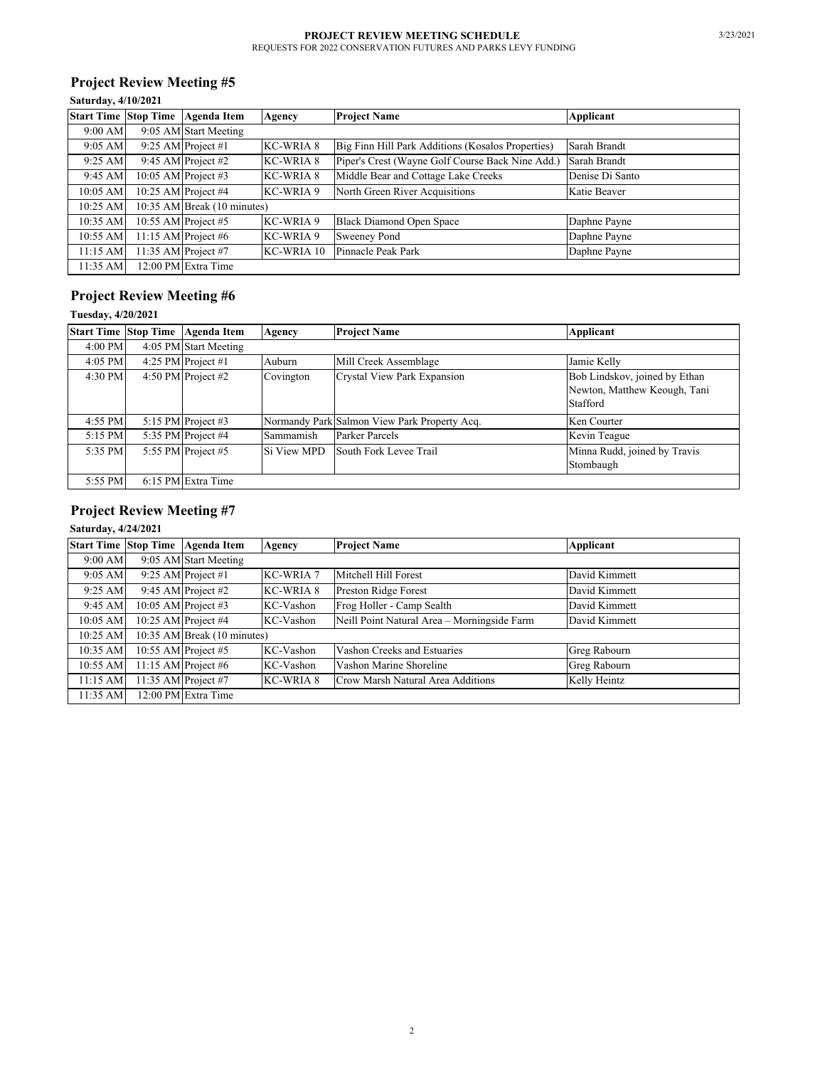**PROJECT REVIEW MEETING SCHEDULE**
REQUESTS FOR 2022 CONSERVATION FUTURES AND PARKS LEVY FUNDING

## Project Review Meeting #5

**Saturday, 4/10/2021**

| Start Time | Stop Time | Agenda Item | Agency | Project Name | Applicant |
|---|---|---|---|---|---|
| 9:00 AM | 9:05 AM | Start Meeting | | | |
| 9:05 AM | 9:25 AM | Project #1 | KC-WRIA 8 | Big Finn Hill Park Additions (Kosalos Properties) | Sarah Brandt |
| 9:25 AM | 9:45 AM | Project #2 | KC-WRIA 8 | Piper's Crest (Wayne Golf Course Back Nine Add.) | Sarah Brandt |
| 9:45 AM | 10:05 AM | Project #3 | KC-WRIA 8 | Middle Bear and Cottage Lake Creeks | Denise Di Santo |
| 10:05 AM | 10:25 AM | Project #4 | KC-WRIA 9 | North Green River Acquisitions | Katie Beaver |
| 10:25 AM | 10:35 AM | Break (10 minutes) | | | |
| 10:35 AM | 10:55 AM | Project #5 | KC-WRIA 9 | Black Diamond Open Space | Daphne Payne |
| 10:55 AM | 11:15 AM | Project #6 | KC-WRIA 9 | Sweeney Pond | Daphne Payne |
| 11:15 AM | 11:35 AM | Project #7 | KC-WRIA 10 | Pinnacle Peak Park | Daphne Payne |
| 11:35 AM | 12:00 PM | Extra Time | | | |

## Project Review Meeting #6

**Tuesday, 4/20/2021**

| Start Time | Stop Time | Agenda Item | Agency | Project Name | Applicant |
|---|---|---|---|---|---|
| 4:00 PM | 4:05 PM | Start Meeting | | | |
| 4:05 PM | 4:25 PM | Project #1 | Auburn | Mill Creek Assemblage | Jamie Kelly |
| 4:30 PM | 4:50 PM | Project #2 | Covington | Crystal View Park Expansion | Bob Lindskov, joined by Ethan Newton, Matthew Keough, Tani Stafford |
| 4:55 PM | 5:15 PM | Project #3 | Normandy Park | Salmon View Park Property Acq. | Ken Courter |
| 5:15 PM | 5:35 PM | Project #4 | Sammamish | Parker Parcels | Kevin Teague |
| 5:35 PM | 5:55 PM | Project #5 | Si View MPD | South Fork Levee Trail | Minna Rudd, joined by Travis Stombaugh |
| 5:55 PM | 6:15 PM | Extra Time | | | |

## Project Review Meeting #7

**Saturday, 4/24/2021**

| Start Time | Stop Time | Agenda Item | Agency | Project Name | Applicant |
|---|---|---|---|---|---|
| 9:00 AM | 9:05 AM | Start Meeting | | | |
| 9:05 AM | 9:25 AM | Project #1 | KC-WRIA 7 | Mitchell Hill Forest | David Kimmett |
| 9:25 AM | 9:45 AM | Project #2 | KC-WRIA 8 | Preston Ridge Forest | David Kimmett |
| 9:45 AM | 10:05 AM | Project #3 | KC-Vashon | Frog Holler - Camp Sealth | David Kimmett |
| 10:05 AM | 10:25 AM | Project #4 | KC-Vashon | Neill Point Natural Area – Morningside Farm | David Kimmett |
| 10:25 AM | 10:35 AM | Break (10 minutes) | | | |
| 10:35 AM | 10:55 AM | Project #5 | KC-Vashon | Vashon Creeks and Estuaries | Greg Rabourn |
| 10:55 AM | 11:15 AM | Project #6 | KC-Vashon | Vashon Marine Shoreline | Greg Rabourn |
| 11:15 AM | 11:35 AM | Project #7 | KC-WRIA 8 | Crow Marsh Natural Area Additions | Kelly Heintz |
| 11:35 AM | 12:00 PM | Extra Time | | | |